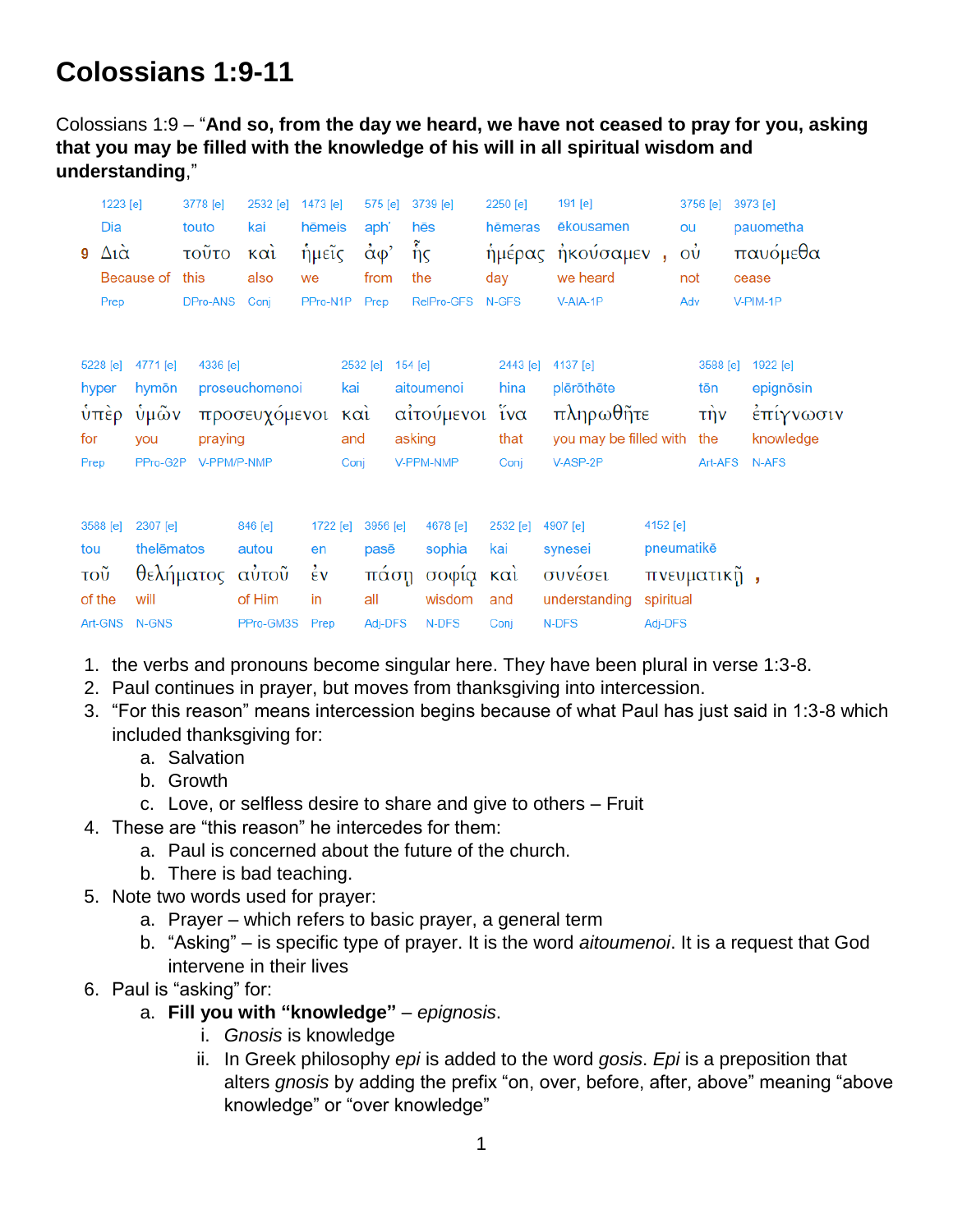# Colossians 1:9-11

Colossians 1:9 – "**And so, from the day we heard, we have not ceased to pray for you, asking that you may be filled with the knowledge of his will in all spiritual wisdom and understanding**,"

| 1223 [e] | 3778 [e] | 2532 [e] | 1473 [e] | 575 [e] | 3739 [e] | 2250 [e] | 191 [e] | | 3756 [e] | 3973 [e] |
|---|---|---|---|---|---|---|---|---|---|---|
| Dia | touto | kai | hēmeis | aph' | hēs | hēmeras | ēkousamen | | ou | pauometha |
| 9 Διὰ | τοῦτο | καὶ | ἡμεῖς | ἀφ' | ἧς | ἡμέρας | ἠκούσαμεν | , | οὐ | παυόμεθα |
| Because of | this | also | we | from | the | day | we heard | | not | cease |
| Prep | DPro-ANS | Conj | PPro-N1P | Prep | RelPro-GFS | N-GFS | V-AIA-1P | | Adv | V-PIM-1P |

| 5228 [e] | 4771 [e] | 4336 [e] | 2532 [e] | 154 [e] | 2443 [e] | 4137 [e] | 3588 [e] | 1922 [e] |
|---|---|---|---|---|---|---|---|---|
| hyper | hymōn | proseuchomenoi | kai | aitoumenoi | hina | plērōthēte | tēn | epignōsin |
| ὑπὲρ | ὑμῶν | προσευχόμενοι | καὶ | αἰτούμενοι | ἵνα | πληρωθῆτε | τὴν | ἐπίγνωσιν |
| for | you | praying | and | asking | that | you may be filled with | the | knowledge |
| Prep | PPro-G2P | V-PPM/P-NMP | Conj | V-PPM-NMP | Conj | V-ASP-2P | Art-AFS | N-AFS |

| 3588 [e] | 2307 [e] | 846 [e] | 1722 [e] | 3956 [e] | 4678 [e] | 2532 [e] | 4907 [e] | 4152 [e] | |
|---|---|---|---|---|---|---|---|---|---|
| tou | thelēmatos | autou | en | pasē | sophia | kai | synesei | pneumatikē | |
| τοῦ | θελήματος | αὐτοῦ | ἐν | πάσῃ | σοφίᾳ | καὶ | συνέσει | πνευματικῇ | , |
| of the | will | of Him | in | all | wisdom | and | understanding | spiritual | |
| Art-GNS | N-GNS | PPro-GM3S | Prep | Adj-DFS | N-DFS | Conj | N-DFS | Adj-DFS | |

1. the verbs and pronouns become singular here. They have been plural in verse 1:3-8.
2. Paul continues in prayer, but moves from thanksgiving into intercession.
3. "For this reason" means intercession begins because of what Paul has just said in 1:3-8 which included thanksgiving for:
   a. Salvation
   b. Growth
   c. Love, or selfless desire to share and give to others – Fruit
4. These are "this reason" he intercedes for them:
   a. Paul is concerned about the future of the church.
   b. There is bad teaching.
5. Note two words used for prayer:
   a. Prayer – which refers to basic prayer, a general term
   b. "Asking" – is specific type of prayer. It is the word *aitoumenoi*. It is a request that God intervene in their lives
6. Paul is "asking" for:
   a. **Fill you with "knowledge"** – *epignosis*.
      i. *Gnosis* is knowledge
      ii. In Greek philosophy *epi* is added to the word *gosis*. *Epi* is a preposition that alters *gnosis* by adding the prefix "on, over, before, after, above" meaning "above knowledge" or "over knowledge"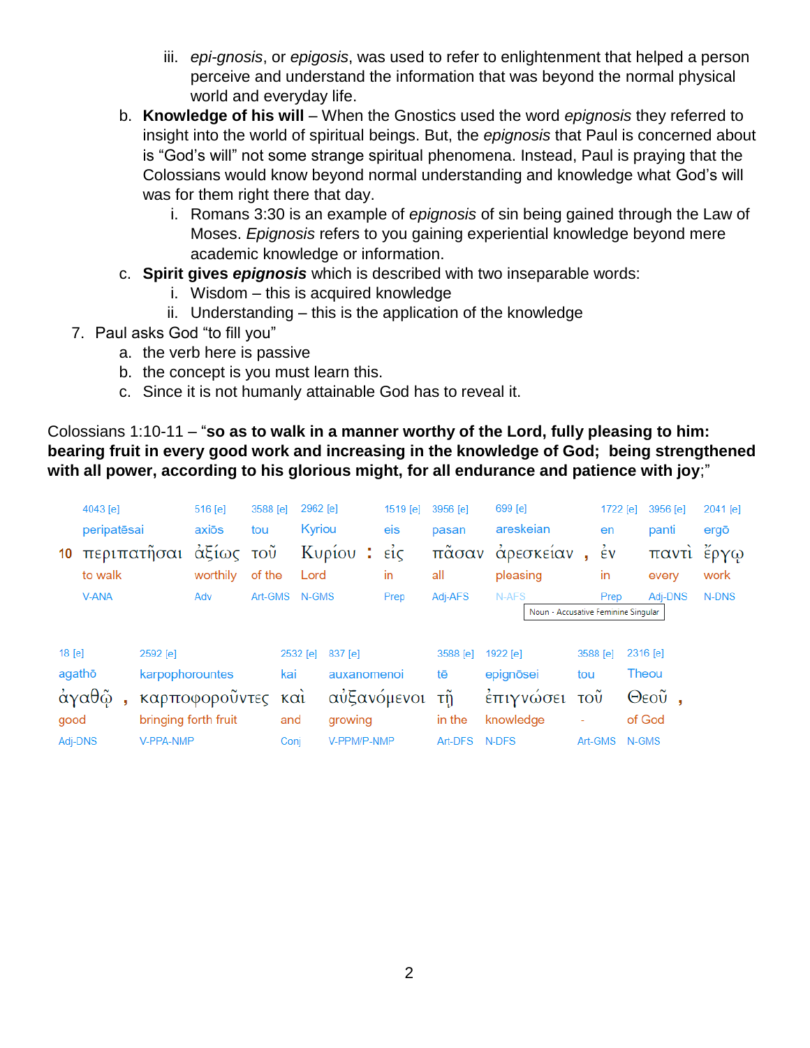iii. *epi-gnosis*, or *epigosis*, was used to refer to enlightenment that helped a person perceive and understand the information that was beyond the normal physical world and everyday life.

b. **Knowledge of his will** – When the Gnostics used the word *epignosis* they referred to insight into the world of spiritual beings. But, the *epignosis* that Paul is concerned about is “God’s will” not some strange spiritual phenomena. Instead, Paul is praying that the Colossians would know beyond normal understanding and knowledge what God’s will was for them right there that day.

   i. Romans 3:30 is an example of *epignosis* of sin being gained through the Law of Moses. *Epignosis* refers to you gaining experiential knowledge beyond mere academic knowledge or information.

c. **Spirit gives *epignosis*** which is described with two inseparable words:

   i. Wisdom – this is acquired knowledge
   ii. Understanding – this is the application of the knowledge

7. Paul asks God “to fill you”
   a. the verb here is passive
   b. the concept is you must learn this.
   c. Since it is not humanly attainable God has to reveal it.

Colossians 1:10-11 – “**so as to walk in a manner worthy of the Lord, fully pleasing to him: bearing fruit in every good work and increasing in the knowledge of God; being strengthened with all power, according to his glorious might, for all endurance and patience with joy**;”

| | 4043 [e] | 516 [e] | 3588 [e] | 2962 [e] | | 1519 [e] | 3956 [e] | 699 [e] | | 1722 [e] | 3956 [e] | 2041 [e] |
|---|---|---|---|---|---|---|---|---|---|---|---|---|
| | peripatēsai | axiōs | tou | Kyriou | | eis | pasan | areskeian | | en | panti | ergō |
| 10 | περιπατῆσαι | ἀξίως | τοῦ | Κυρίου | : | εἰς | πᾶσαν | ἀρεσκείαν | , | ἐν | παντὶ | ἔργῳ |
| | to walk | worthily | of the | Lord | | in | all | pleasing | | in | every | work |
| | V-ANA | Adv | Art-GMS | N-GMS | | Prep | Adj-AFS | N-AFS | | Prep | Adj-DNS | N-DNS |

Noun - Accusative Feminine Singular

| 18 [e] | | 2592 [e] | 2532 [e] | 837 [e] | 3588 [e] | 1922 [e] | 3588 [e] | 2316 [e] | |
|---|---|---|---|---|---|---|---|---|---|
| agathō | | karpophorountes | kai | auxanomenoi | tē | epignōsei | tou | Theou | |
| ἀγαθῷ | , | καρποφοροῦντες | καὶ | αὐξανόμενοι | τῇ | ἐπιγνώσει | τοῦ | Θεοῦ | , |
| good | | bringing forth fruit | and | growing | in the | knowledge | - | of God | |
| Adj-DNS | | V-PPA-NMP | Conj | V-PPM/P-NMP | Art-DFS | N-DFS | Art-GMS | N-GMS | |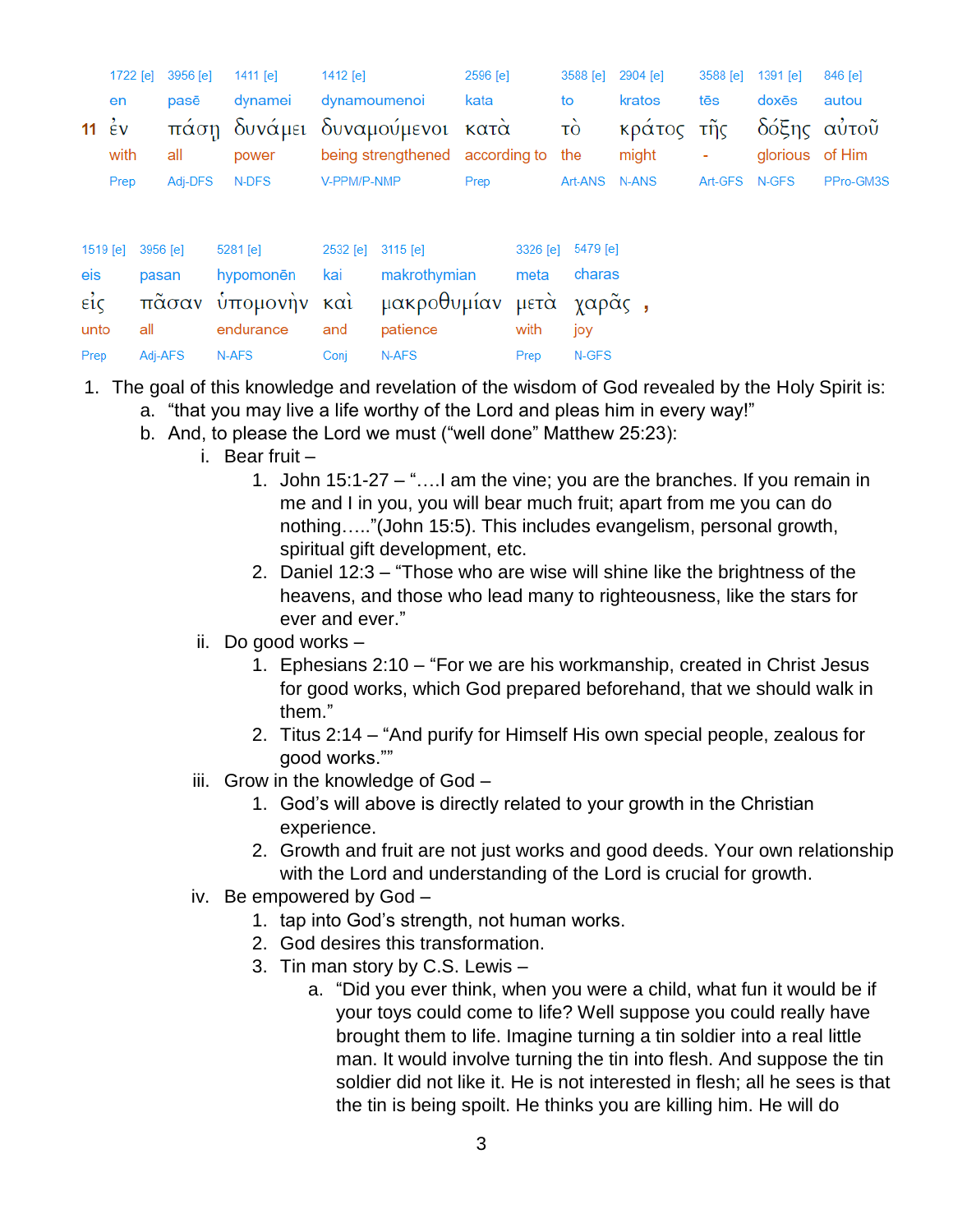| | 1722 [e] | 3956 [e] | 1411 [e] | 1412 [e] | 2596 [e] | 3588 [e] | 2904 [e] | 3588 [e] | 1391 [e] | 846 [e] |
|---|---|---|---|---|---|---|---|---|---|---|
| | en | pasē | dynamei | dynamoumenoi | kata | to | kratos | tēs | doxēs | autou |
| **11** | ἐν | πάσῃ | δυνάμει | δυναμούμενοι | κατὰ | τὸ | κράτος | τῆς | δόξης | αὐτοῦ |
| | with | all | power | being strengthened | according to | the | might | - | glorious | of Him |
| | Prep | Adj-DFS | N-DFS | V-PPM/P-NMP | Prep | Art-ANS | N-ANS | Art-GFS | N-GFS | PPro-GM3S |

| 1519 [e] | 3956 [e] | 5281 [e] | 2532 [e] | 3115 [e] | 3326 [e] | 5479 [e] |
|---|---|---|---|---|---|---|
| eis | pasan | hypomonēn | kai | makrothymian | meta | charas |
| εἰς | πᾶσαν | ὑπομονὴν | καὶ | μακροθυμίαν | μετὰ | χαρᾶς , |
| unto | all | endurance | and | patience | with | joy |
| Prep | Adj-AFS | N-AFS | Conj | N-AFS | Prep | N-GFS |

1. The goal of this knowledge and revelation of the wisdom of God revealed by the Holy Spirit is:
   a. "that you may live a life worthy of the Lord and pleas him in every way!"
   b. And, to please the Lord we must ("well done" Matthew 25:23):
      i. Bear fruit –
         1. John 15:1-27 – "….I am the vine; you are the branches. If you remain in me and I in you, you will bear much fruit; apart from me you can do nothing….."(John 15:5). This includes evangelism, personal growth, spiritual gift development, etc.
         2. Daniel 12:3 – "Those who are wise will shine like the brightness of the heavens, and those who lead many to righteousness, like the stars for ever and ever."
      ii. Do good works –
         1. Ephesians 2:10 – "For we are his workmanship, created in Christ Jesus for good works, which God prepared beforehand, that we should walk in them."
         2. Titus 2:14 – "And purify for Himself His own special people, zealous for good works.""
      iii. Grow in the knowledge of God –
         1. God's will above is directly related to your growth in the Christian experience.
         2. Growth and fruit are not just works and good deeds. Your own relationship with the Lord and understanding of the Lord is crucial for growth.
      iv. Be empowered by God –
         1. tap into God's strength, not human works.
         2. God desires this transformation.
         3. Tin man story by C.S. Lewis –
            a. "Did you ever think, when you were a child, what fun it would be if your toys could come to life? Well suppose you could really have brought them to life. Imagine turning a tin soldier into a real little man. It would involve turning the tin into flesh. And suppose the tin soldier did not like it. He is not interested in flesh; all he sees is that the tin is being spoilt. He thinks you are killing him. He will do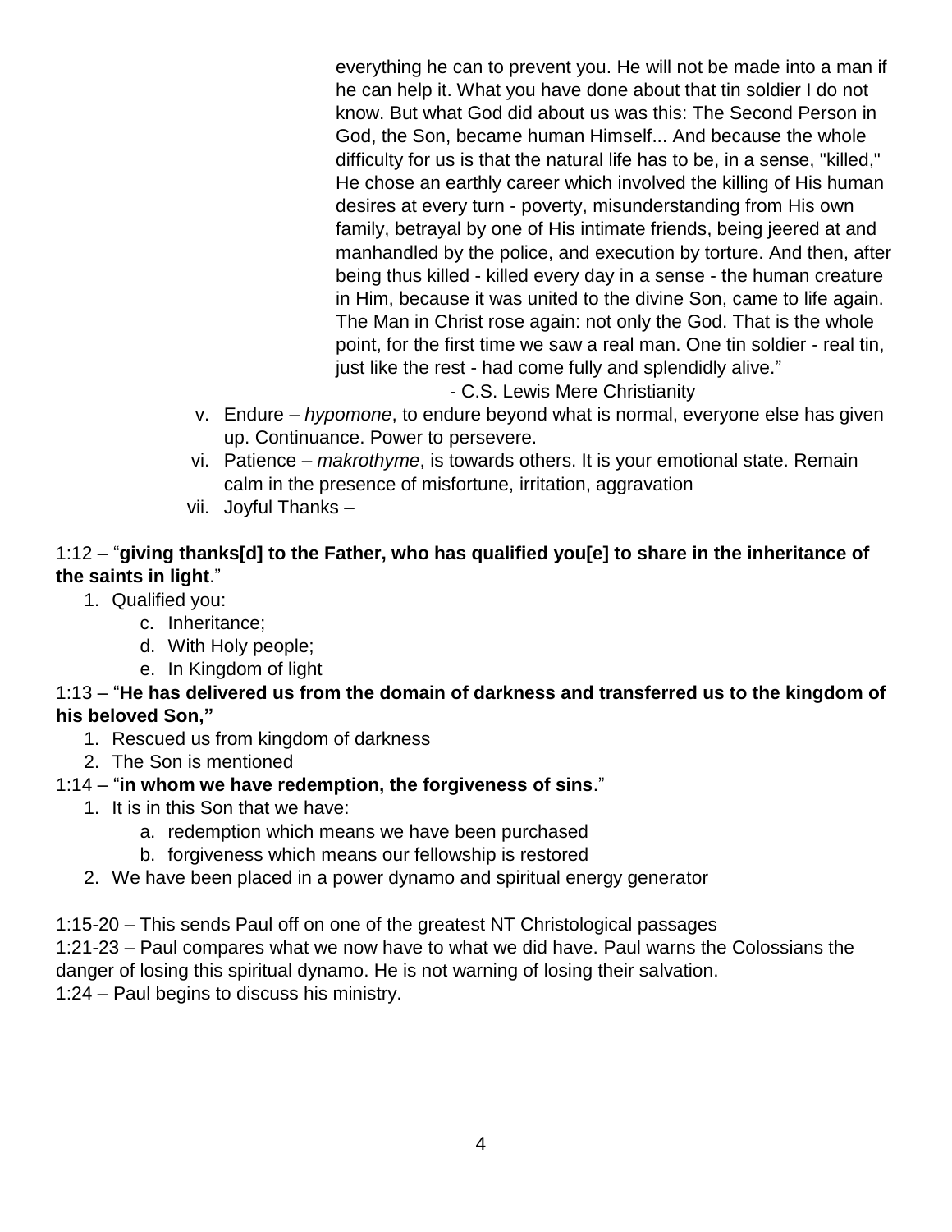> everything he can to prevent you. He will not be made into a man if he can help it. What you have done about that tin soldier I do not know. But what God did about us was this: The Second Person in God, the Son, became human Himself... And because the whole difficulty for us is that the natural life has to be, in a sense, "killed," He chose an earthly career which involved the killing of His human desires at every turn - poverty, misunderstanding from His own family, betrayal by one of His intimate friends, being jeered at and manhandled by the police, and execution by torture. And then, after being thus killed - killed every day in a sense - the human creature in Him, because it was united to the divine Son, came to life again. The Man in Christ rose again: not only the God. That is the whole point, for the first time we saw a real man. One tin soldier - real tin, just like the rest - had come fully and splendidly alive."
>
> - C.S. Lewis Mere Christianity

v. Endure – *hypomone*, to endure beyond what is normal, everyone else has given up. Continuance. Power to persevere.
vi. Patience – *makrothyme*, is towards others. It is your emotional state. Remain calm in the presence of misfortune, irritation, aggravation
vii. Joyful Thanks –

1:12 – "**giving thanks[d] to the Father, who has qualified you[e] to share in the inheritance of the saints in light**."

1. Qualified you:
   c. Inheritance;
   d. With Holy people;
   e. In Kingdom of light

1:13 – "**He has delivered us from the domain of darkness and transferred us to the kingdom of his beloved Son,"**

1. Rescued us from kingdom of darkness
2. The Son is mentioned

1:14 – "**in whom we have redemption, the forgiveness of sins**."

1. It is in this Son that we have:
   a. redemption which means we have been purchased
   b. forgiveness which means our fellowship is restored
2. We have been placed in a power dynamo and spiritual energy generator

1:15-20 – This sends Paul off on one of the greatest NT Christological passages
1:21-23 – Paul compares what we now have to what we did have. Paul warns the Colossians the danger of losing this spiritual dynamo. He is not warning of losing their salvation.
1:24 – Paul begins to discuss his ministry.